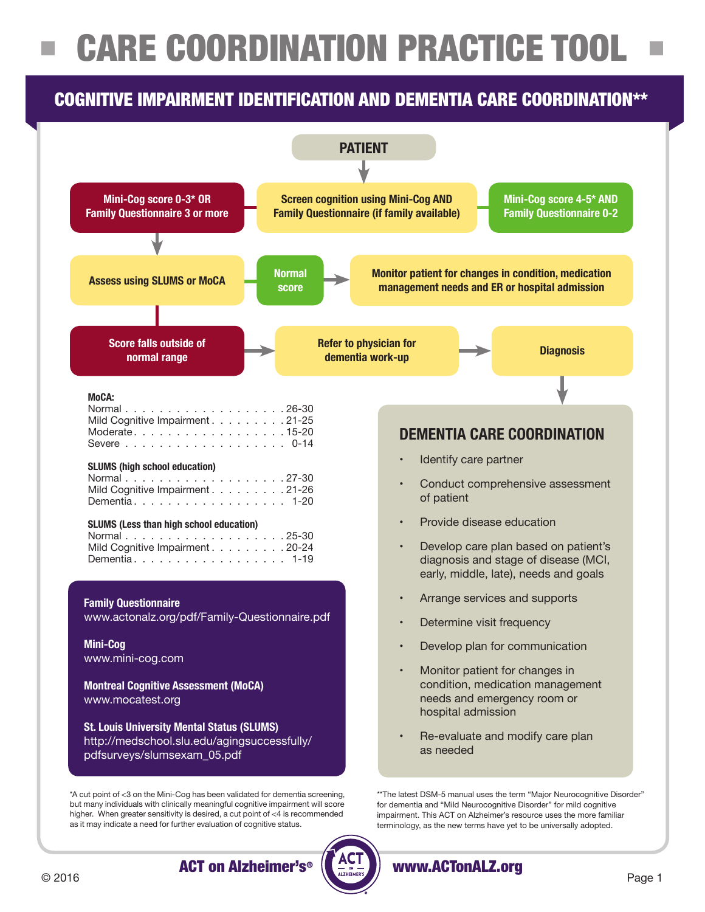# CARE COORDINATION PRACTICE TOOL

## COGNITIVE IMPAIRMENT IDENTIFICATION AND DEMENTIA CARE COORDINATION**

**PATIENT**

**Screen cognition using Mini-Cog AND Family Questionnaire (if family available)**

**Mini-Cog score 0-3* OR Family Questionnaire 3 or more**

**Mini-Cog score 4-5* AND Family Questionnaire 0-2**

**Assess using SLUMS or MoCA**

**Normal score**

**Monitor patient for changes in condition, medication management needs and ER or hospital admission**

**Score falls outside of normal range**

**Refer to physician for dementia work-up**

**Diagnosis**

**MoCA:**

| | |
|---|---|
| Normal | 26-30 |
| Mild Cognitive Impairment | 21-25 |
| Moderate | 15-20 |
| Severe | 0-14 |

**SLUMS (high school education)**

| | |
|---|---|
| Normal | 27-30 |
| Mild Cognitive Impairment | 21-26 |
| Dementia | 1-20 |

**SLUMS (Less than high school education)**

| | |
|---|---|
| Normal | 25-30 |
| Mild Cognitive Impairment | 20-24 |
| Dementia | 1-19 |

**Family Questionnaire**
www.actonalz.org/pdf/Family-Questionnaire.pdf

**Mini-Cog**
www.mini-cog.com

**Montreal Cognitive Assessment (MoCA)**
www.mocatest.org

**St. Louis University Mental Status (SLUMS)**
http://medschool.slu.edu/agingsuccessfully/pdfsurveys/slumsexam_05.pdf

## DEMENTIA CARE COORDINATION

- Identify care partner
- Conduct comprehensive assessment of patient
- Provide disease education
- Develop care plan based on patient's diagnosis and stage of disease (MCI, early, middle, late), needs and goals
- Arrange services and supports
- Determine visit frequency
- Develop plan for communication
- Monitor patient for changes in condition, medication management needs and emergency room or hospital admission
- Re-evaluate and modify care plan as needed

*A cut point of <3 on the Mini-Cog has been validated for dementia screening, but many individuals with clinically meaningful cognitive impairment will score higher. When greater sensitivity is desired, a cut point of <4 is recommended as it may indicate a need for further evaluation of cognitive status.

**The latest DSM-5 manual uses the term "Major Neurocognitive Disorder" for dementia and "Mild Neurocognitive Disorder" for mild cognitive impairment. This ACT on Alzheimer's resource uses the more familiar terminology, as the new terms have yet to be universally adopted.

© 2016 ACT on Alzheimer's® www.ACTonALZ.org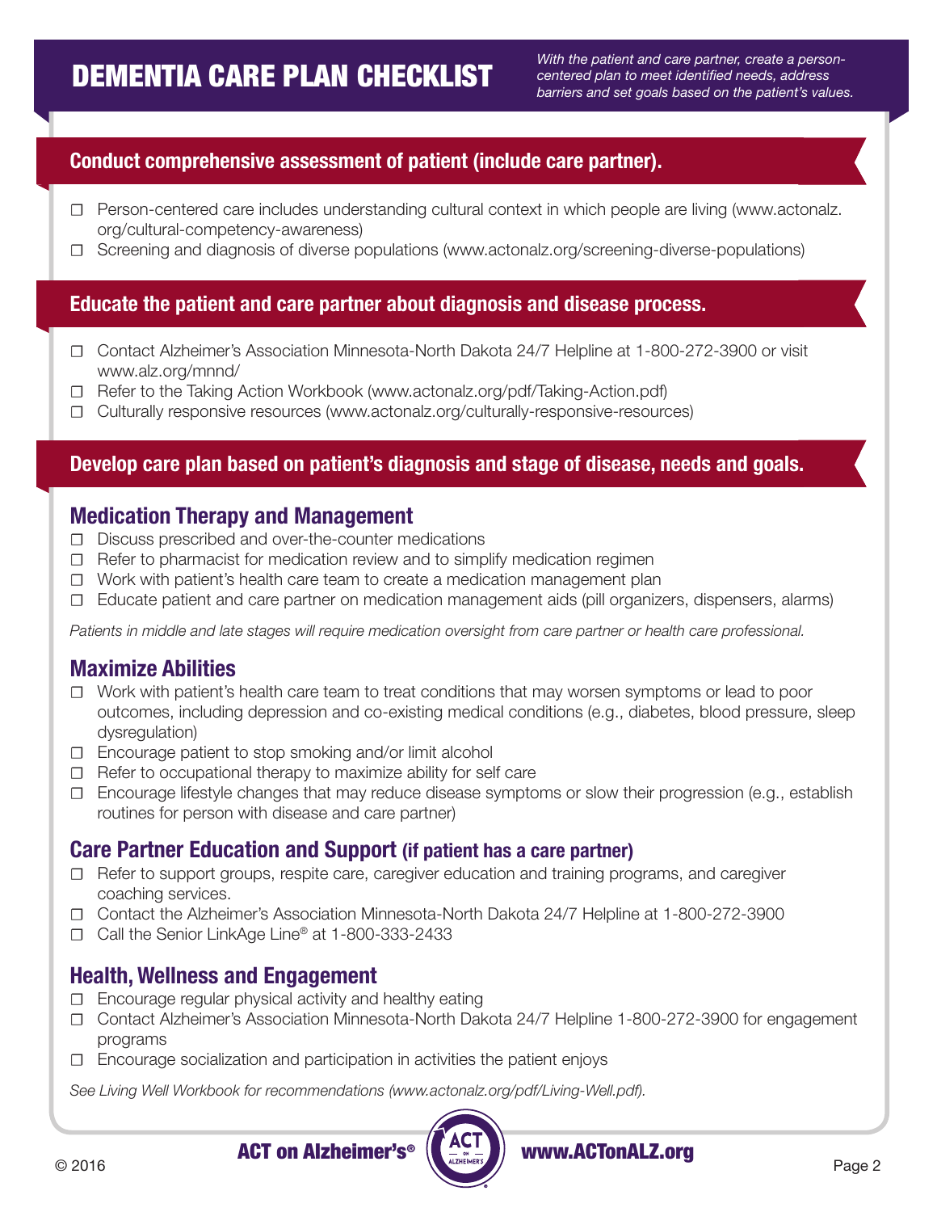# DEMENTIA CARE PLAN CHECKLIST

*With the patient and care partner, create a person-centered plan to meet identified needs, address barriers and set goals based on the patient's values.*

## Conduct comprehensive assessment of patient (include care partner).

- ☐ Person-centered care includes understanding cultural context in which people are living (www.actonalz.org/cultural-competency-awareness)
- ☐ Screening and diagnosis of diverse populations (www.actonalz.org/screening-diverse-populations)

## Educate the patient and care partner about diagnosis and disease process.

- ☐ Contact Alzheimer's Association Minnesota-North Dakota 24/7 Helpline at 1-800-272-3900 or visit www.alz.org/mnnd/
- ☐ Refer to the Taking Action Workbook (www.actonalz.org/pdf/Taking-Action.pdf)
- ☐ Culturally responsive resources (www.actonalz.org/culturally-responsive-resources)

## Develop care plan based on patient's diagnosis and stage of disease, needs and goals.

### Medication Therapy and Management

- ☐ Discuss prescribed and over-the-counter medications
- ☐ Refer to pharmacist for medication review and to simplify medication regimen
- ☐ Work with patient's health care team to create a medication management plan
- ☐ Educate patient and care partner on medication management aids (pill organizers, dispensers, alarms)

*Patients in middle and late stages will require medication oversight from care partner or health care professional.*

### Maximize Abilities

- ☐ Work with patient's health care team to treat conditions that may worsen symptoms or lead to poor outcomes, including depression and co-existing medical conditions (e.g., diabetes, blood pressure, sleep dysregulation)
- ☐ Encourage patient to stop smoking and/or limit alcohol
- ☐ Refer to occupational therapy to maximize ability for self care
- ☐ Encourage lifestyle changes that may reduce disease symptoms or slow their progression (e.g., establish routines for person with disease and care partner)

### Care Partner Education and Support (if patient has a care partner)

- ☐ Refer to support groups, respite care, caregiver education and training programs, and caregiver coaching services.
- ☐ Contact the Alzheimer's Association Minnesota-North Dakota 24/7 Helpline at 1-800-272-3900
- ☐ Call the Senior LinkAge Line® at 1-800-333-2433

### Health, Wellness and Engagement

- ☐ Encourage regular physical activity and healthy eating
- ☐ Contact Alzheimer's Association Minnesota-North Dakota 24/7 Helpline 1-800-272-3900 for engagement programs
- ☐ Encourage socialization and participation in activities the patient enjoys

*See Living Well Workbook for recommendations (www.actonalz.org/pdf/Living-Well.pdf).*

© 2016 ACT on Alzheimer's® www.ACTonALZ.org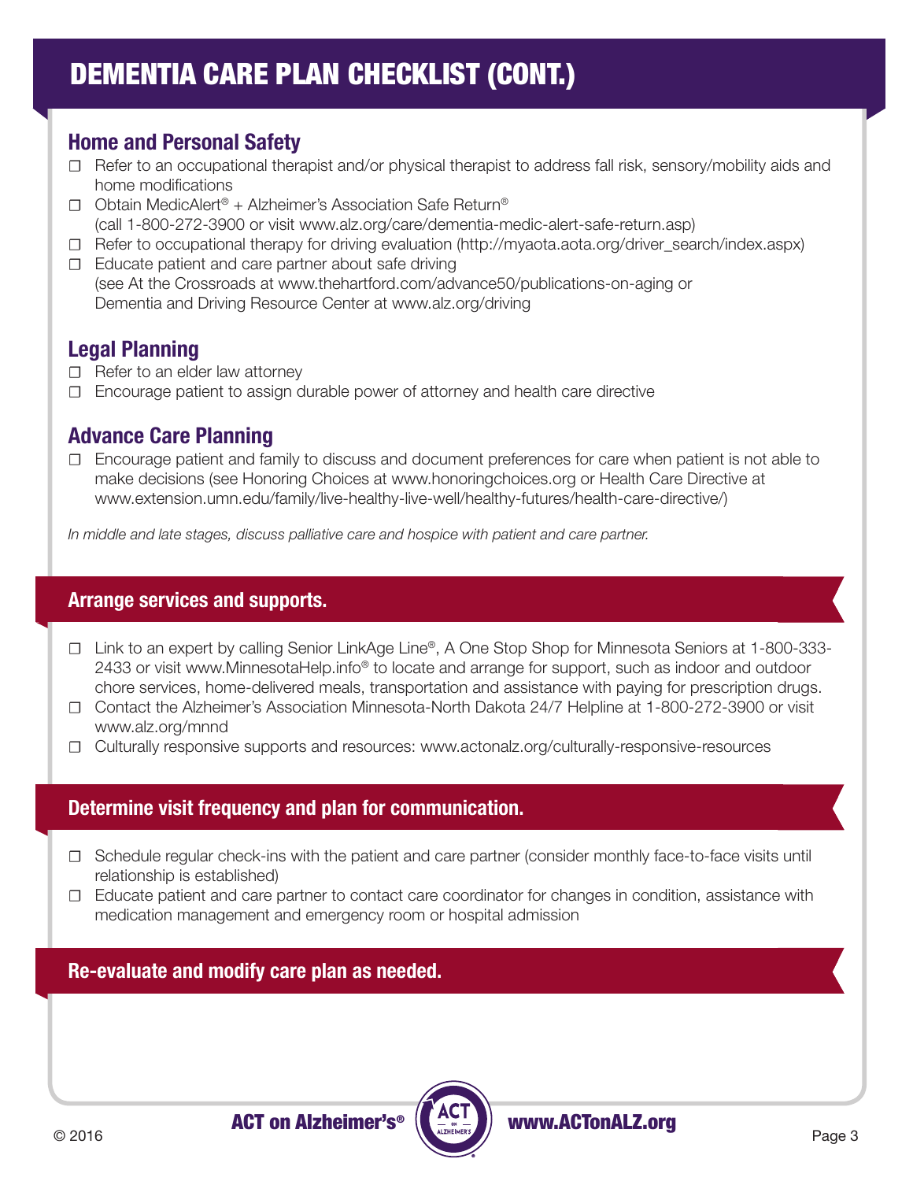# DEMENTIA CARE PLAN CHECKLIST (CONT.)

## Home and Personal Safety

- ☐ Refer to an occupational therapist and/or physical therapist to address fall risk, sensory/mobility aids and home modifications
- ☐ Obtain MedicAlert® + Alzheimer's Association Safe Return® (call 1-800-272-3900 or visit www.alz.org/care/dementia-medic-alert-safe-return.asp)
- ☐ Refer to occupational therapy for driving evaluation (http://myaota.aota.org/driver_search/index.aspx)
- ☐ Educate patient and care partner about safe driving (see At the Crossroads at www.thehartford.com/advance50/publications-on-aging or Dementia and Driving Resource Center at www.alz.org/driving

## Legal Planning

- ☐ Refer to an elder law attorney
- ☐ Encourage patient to assign durable power of attorney and health care directive

## Advance Care Planning

- ☐ Encourage patient and family to discuss and document preferences for care when patient is not able to make decisions (see Honoring Choices at www.honoringchoices.org or Health Care Directive at www.extension.umn.edu/family/live-healthy-live-well/healthy-futures/health-care-directive/)

*In middle and late stages, discuss palliative care and hospice with patient and care partner.*

## Arrange services and supports.

- ☐ Link to an expert by calling Senior LinkAge Line®, A One Stop Shop for Minnesota Seniors at 1-800-333-2433 or visit www.MinnesotaHelp.info® to locate and arrange for support, such as indoor and outdoor chore services, home-delivered meals, transportation and assistance with paying for prescription drugs.
- ☐ Contact the Alzheimer's Association Minnesota-North Dakota 24/7 Helpline at 1-800-272-3900 or visit www.alz.org/mnnd
- ☐ Culturally responsive supports and resources: www.actonalz.org/culturally-responsive-resources

## Determine visit frequency and plan for communication.

- ☐ Schedule regular check-ins with the patient and care partner (consider monthly face-to-face visits until relationship is established)
- ☐ Educate patient and care partner to contact care coordinator for changes in condition, assistance with medication management and emergency room or hospital admission

## Re-evaluate and modify care plan as needed.

© 2016 ACT on Alzheimer's® www.ACTonALZ.org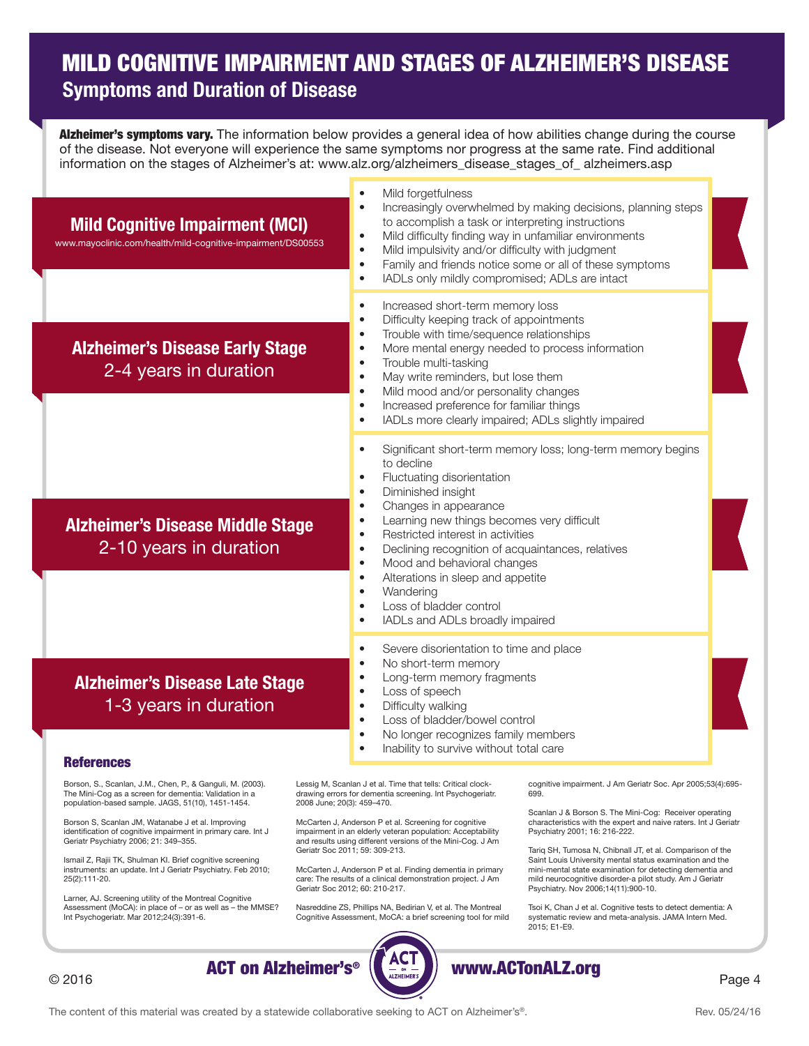# MILD COGNITIVE IMPAIRMENT AND STAGES OF ALZHEIMER'S DISEASE

## Symptoms and Duration of Disease

**Alzheimer's symptoms vary.** The information below provides a general idea of how abilities change during the course of the disease. Not everyone will experience the same symptoms nor progress at the same rate. Find additional information on the stages of Alzheimer's at: www.alz.org/alzheimers_disease_stages_of_ alzheimers.asp

### Mild Cognitive Impairment (MCI)

www.mayoclinic.com/health/mild-cognitive-impairment/DS00553

- Mild forgetfulness
- Increasingly overwhelmed by making decisions, planning steps to accomplish a task or interpreting instructions
- Mild difficulty finding way in unfamiliar environments
- Mild impulsivity and/or difficulty with judgment
- Family and friends notice some or all of these symptoms
- IADLs only mildly compromised; ADLs are intact

### Alzheimer's Disease Early Stage

2-4 years in duration

- Increased short-term memory loss
- Difficulty keeping track of appointments
- Trouble with time/sequence relationships
- More mental energy needed to process information
- Trouble multi-tasking
- May write reminders, but lose them
- Mild mood and/or personality changes
- Increased preference for familiar things
- IADLs more clearly impaired; ADLs slightly impaired

### Alzheimer's Disease Middle Stage

2-10 years in duration

- Significant short-term memory loss; long-term memory begins to decline
- Fluctuating disorientation
- Diminished insight
- Changes in appearance
- Learning new things becomes very difficult
- Restricted interest in activities
- Declining recognition of acquaintances, relatives
- Mood and behavioral changes
- Alterations in sleep and appetite
- Wandering
- Loss of bladder control
- IADLs and ADLs broadly impaired

### Alzheimer's Disease Late Stage

1-3 years in duration

- Severe disorientation to time and place
- No short-term memory
- Long-term memory fragments
- Loss of speech
- Difficulty walking
- Loss of bladder/bowel control
- No longer recognizes family members
- Inability to survive without total care

### References

Borson, S., Scanlan, J.M., Chen, P., & Ganguli, M. (2003). The Mini-Cog as a screen for dementia: Validation in a population-based sample. JAGS, 51(10), 1451-1454.

Borson S, Scanlan JM, Watanabe J et al. Improving identification of cognitive impairment in primary care. Int J Geriatr Psychiatry 2006; 21: 349–355.

Ismail Z, Rajii TK, Shulman KI. Brief cognitive screening instruments: an update. Int J Geriatr Psychiatry. Feb 2010; 25(2):111-20.

Larner, AJ. Screening utility of the Montreal Cognitive Assessment (MoCA): in place of – or as well as – the MMSE? Int Psychogeriatr. Mar 2012;24(3):391-6.

Lessig M, Scanlan J et al. Time that tells: Critical clock-drawing errors for dementia screening. Int Psychogeriatr. 2008 June; 20(3): 459–470.

McCarten J, Anderson P et al. Screening for cognitive impairment in an elderly veteran population: Acceptability and results using different versions of the Mini-Cog. J Am Geriatr Soc 2011; 59: 309-213.

McCarten J, Anderson P et al. Finding dementia in primary care: The results of a clinical demonstration project. J Am Geriatr Soc 2012; 60: 210-217.

Nasreddine ZS, Phillips NA, Bedirian V, et al. The Montreal Cognitive Assessment, MoCA: a brief screening tool for mild cognitive impairment. J Am Geriatr Soc. Apr 2005;53(4):695-699.

Scanlan J & Borson S. The Mini-Cog: Receiver operating characteristics with the expert and naive raters. Int J Geriatr Psychiatry 2001; 16: 216-222.

Tariq SH, Tumosa N, Chibnall JT, et al. Comparison of the Saint Louis University mental status examination and the mini-mental state examination for detecting dementia and mild neurocognitive disorder-a pilot study. Am J Geriatr Psychiatry. Nov 2006;14(11):900-10.

Tsoi K, Chan J et al. Cognitive tests to detect dementia: A systematic review and meta-analysis. JAMA Intern Med. 2015; E1-E9.

© 2016 ACT on Alzheimer's® www.ACTonALZ.org

The content of this material was created by a statewide collaborative seeking to ACT on Alzheimer's®. Rev. 05/24/16